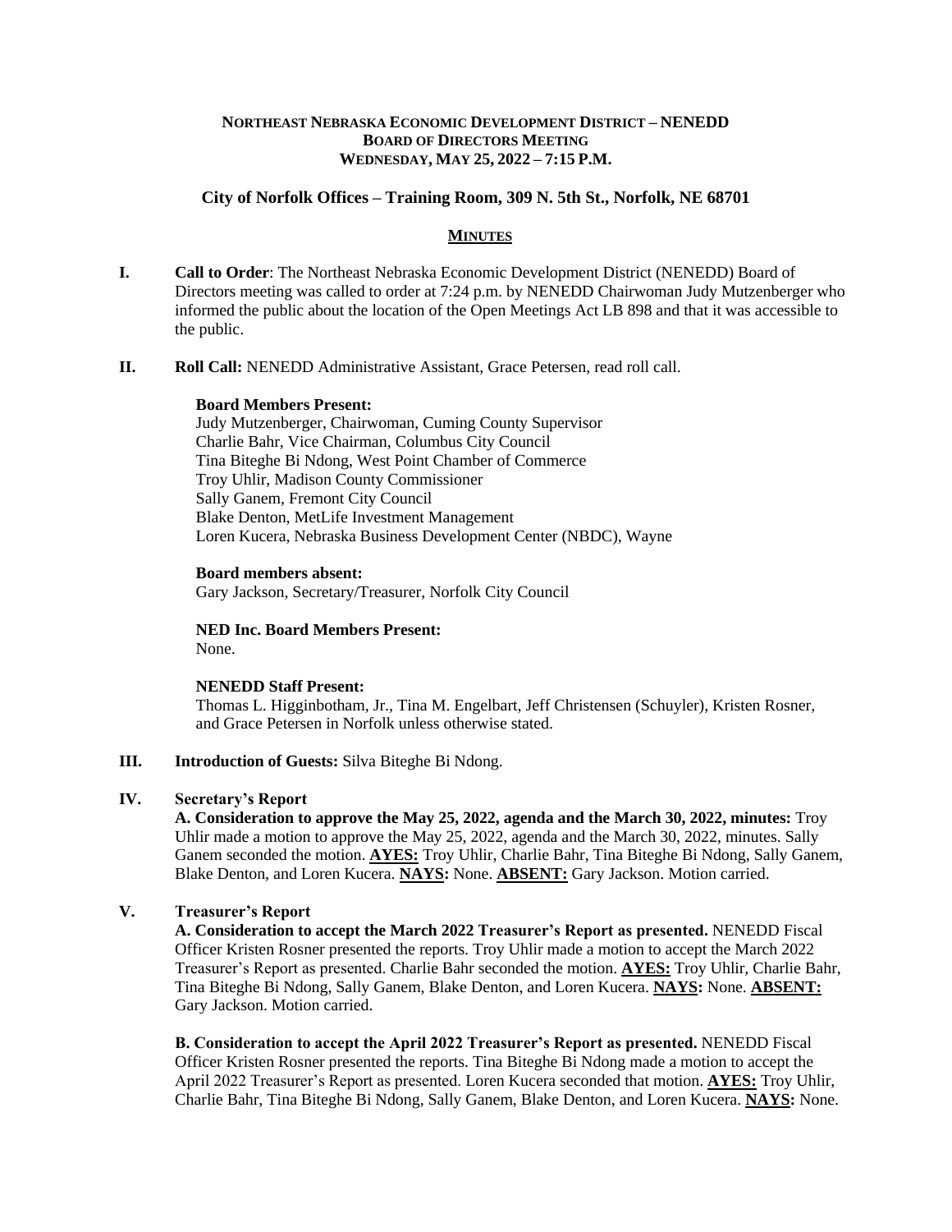**NORTHEAST NEBRASKA ECONOMIC DEVELOPMENT DISTRICT – NENEDD**
**BOARD OF DIRECTORS MEETING**
**WEDNESDAY, MAY 25, 2022 – 7:15 P.M.**

**City of Norfolk Offices – Training Room, 309 N. 5th St., Norfolk, NE 68701**

**MINUTES**

**I. Call to Order**: The Northeast Nebraska Economic Development District (NENEDD) Board of Directors meeting was called to order at 7:24 p.m. by NENEDD Chairwoman Judy Mutzenberger who informed the public about the location of the Open Meetings Act LB 898 and that it was accessible to the public.

**II. Roll Call:** NENEDD Administrative Assistant, Grace Petersen, read roll call.

**Board Members Present:**
Judy Mutzenberger, Chairwoman, Cuming County Supervisor
Charlie Bahr, Vice Chairman, Columbus City Council
Tina Biteghe Bi Ndong, West Point Chamber of Commerce
Troy Uhlir, Madison County Commissioner
Sally Ganem, Fremont City Council
Blake Denton, MetLife Investment Management
Loren Kucera, Nebraska Business Development Center (NBDC), Wayne

**Board members absent:**
Gary Jackson, Secretary/Treasurer, Norfolk City Council

**NED Inc. Board Members Present:**
None.

**NENEDD Staff Present:**
Thomas L. Higginbotham, Jr., Tina M. Engelbart, Jeff Christensen (Schuyler), Kristen Rosner, and Grace Petersen in Norfolk unless otherwise stated.

**III. Introduction of Guests:** Silva Biteghe Bi Ndong.

**IV. Secretary's Report**

**A. Consideration to approve the May 25, 2022, agenda and the March 30, 2022, minutes:** Troy Uhlir made a motion to approve the May 25, 2022, agenda and the March 30, 2022, minutes. Sally Ganem seconded the motion. **AYES:** Troy Uhlir, Charlie Bahr, Tina Biteghe Bi Ndong, Sally Ganem, Blake Denton, and Loren Kucera. **NAYS:** None. **ABSENT:** Gary Jackson. Motion carried.

**V. Treasurer's Report**

**A. Consideration to accept the March 2022 Treasurer's Report as presented.** NENEDD Fiscal Officer Kristen Rosner presented the reports. Troy Uhlir made a motion to accept the March 2022 Treasurer's Report as presented. Charlie Bahr seconded the motion. **AYES:** Troy Uhlir, Charlie Bahr, Tina Biteghe Bi Ndong, Sally Ganem, Blake Denton, and Loren Kucera. **NAYS:** None. **ABSENT:** Gary Jackson. Motion carried.

**B. Consideration to accept the April 2022 Treasurer's Report as presented.** NENEDD Fiscal Officer Kristen Rosner presented the reports. Tina Biteghe Bi Ndong made a motion to accept the April 2022 Treasurer's Report as presented. Loren Kucera seconded that motion. **AYES:** Troy Uhlir, Charlie Bahr, Tina Biteghe Bi Ndong, Sally Ganem, Blake Denton, and Loren Kucera. **NAYS:** None.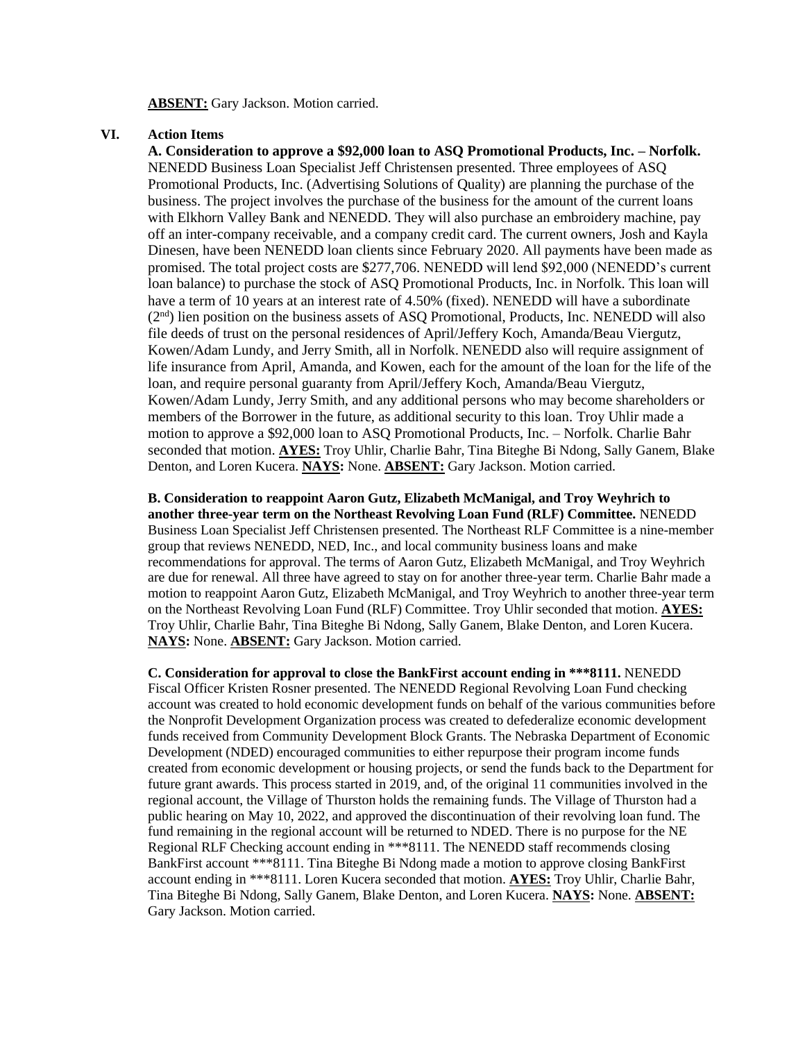**ABSENT:** Gary Jackson. Motion carried.

## VI. Action Items

**A. Consideration to approve a $92,000 loan to ASQ Promotional Products, Inc. – Norfolk.** NENEDD Business Loan Specialist Jeff Christensen presented. Three employees of ASQ Promotional Products, Inc. (Advertising Solutions of Quality) are planning the purchase of the business. The project involves the purchase of the business for the amount of the current loans with Elkhorn Valley Bank and NENEDD. They will also purchase an embroidery machine, pay off an inter-company receivable, and a company credit card. The current owners, Josh and Kayla Dinesen, have been NENEDD loan clients since February 2020. All payments have been made as promised. The total project costs are $277,706. NENEDD will lend $92,000 (NENEDD's current loan balance) to purchase the stock of ASQ Promotional, Products, Inc. in Norfolk. This loan will have a term of 10 years at an interest rate of 4.50% (fixed). NENEDD will have a subordinate (2nd) lien position on the business assets of ASQ Promotional, Products, Inc. NENEDD will also file deeds of trust on the personal residences of April/Jeffery Koch, Amanda/Beau Viergutz, Kowen/Adam Lundy, and Jerry Smith, all in Norfolk. NENEDD also will require assignment of life insurance from April, Amanda, and Kowen, each for the amount of the loan for the life of the loan, and require personal guaranty from April/Jeffery Koch, Amanda/Beau Viergutz, Kowen/Adam Lundy, Jerry Smith, and any additional persons who may become shareholders or members of the Borrower in the future, as additional security to this loan. Troy Uhlir made a motion to approve a $92,000 loan to ASQ Promotional Products, Inc. – Norfolk. Charlie Bahr seconded that motion. **AYES:** Troy Uhlir, Charlie Bahr, Tina Biteghe Bi Ndong, Sally Ganem, Blake Denton, and Loren Kucera. **NAYS:** None. **ABSENT:** Gary Jackson. Motion carried.

**B. Consideration to reappoint Aaron Gutz, Elizabeth McManigal, and Troy Weyhrich to another three-year term on the Northeast Revolving Loan Fund (RLF) Committee.** NENEDD Business Loan Specialist Jeff Christensen presented. The Northeast RLF Committee is a nine-member group that reviews NENEDD, NED, Inc., and local community business loans and make recommendations for approval. The terms of Aaron Gutz, Elizabeth McManigal, and Troy Weyhrich are due for renewal. All three have agreed to stay on for another three-year term. Charlie Bahr made a motion to reappoint Aaron Gutz, Elizabeth McManigal, and Troy Weyhrich to another three-year term on the Northeast Revolving Loan Fund (RLF) Committee. Troy Uhlir seconded that motion. **AYES:** Troy Uhlir, Charlie Bahr, Tina Biteghe Bi Ndong, Sally Ganem, Blake Denton, and Loren Kucera. **NAYS:** None. **ABSENT:** Gary Jackson. Motion carried.

**C. Consideration for approval to close the BankFirst account ending in ***8111.** NENEDD Fiscal Officer Kristen Rosner presented. The NENEDD Regional Revolving Loan Fund checking account was created to hold economic development funds on behalf of the various communities before the Nonprofit Development Organization process was created to defederalize economic development funds received from Community Development Block Grants. The Nebraska Department of Economic Development (NDED) encouraged communities to either repurpose their program income funds created from economic development or housing projects, or send the funds back to the Department for future grant awards. This process started in 2019, and, of the original 11 communities involved in the regional account, the Village of Thurston holds the remaining funds. The Village of Thurston had a public hearing on May 10, 2022, and approved the discontinuation of their revolving loan fund. The fund remaining in the regional account will be returned to NDED. There is no purpose for the NE Regional RLF Checking account ending in ***8111. The NENEDD staff recommends closing BankFirst account ***8111. Tina Biteghe Bi Ndong made a motion to approve closing BankFirst account ending in ***8111. Loren Kucera seconded that motion. **AYES:** Troy Uhlir, Charlie Bahr, Tina Biteghe Bi Ndong, Sally Ganem, Blake Denton, and Loren Kucera. **NAYS:** None. **ABSENT:** Gary Jackson. Motion carried.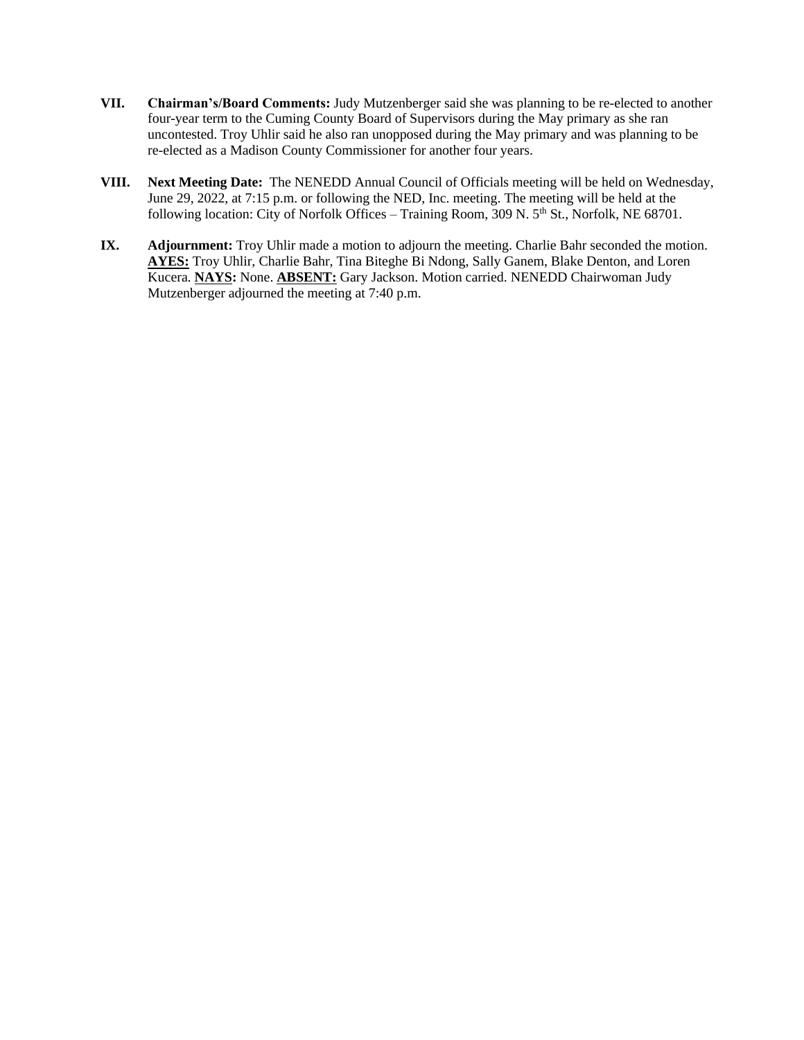**VII. Chairman's/Board Comments:** Judy Mutzenberger said she was planning to be re-elected to another four-year term to the Cuming County Board of Supervisors during the May primary as she ran uncontested. Troy Uhlir said he also ran unopposed during the May primary and was planning to be re-elected as a Madison County Commissioner for another four years.

**VIII. Next Meeting Date:** The NENEDD Annual Council of Officials meeting will be held on Wednesday, June 29, 2022, at 7:15 p.m. or following the NED, Inc. meeting. The meeting will be held at the following location: City of Norfolk Offices – Training Room, 309 N. 5th St., Norfolk, NE 68701.

**IX. Adjournment:** Troy Uhlir made a motion to adjourn the meeting. Charlie Bahr seconded the motion. **AYES:** Troy Uhlir, Charlie Bahr, Tina Biteghe Bi Ndong, Sally Ganem, Blake Denton, and Loren Kucera. **NAYS:** None. **ABSENT:** Gary Jackson. Motion carried. NENEDD Chairwoman Judy Mutzenberger adjourned the meeting at 7:40 p.m.